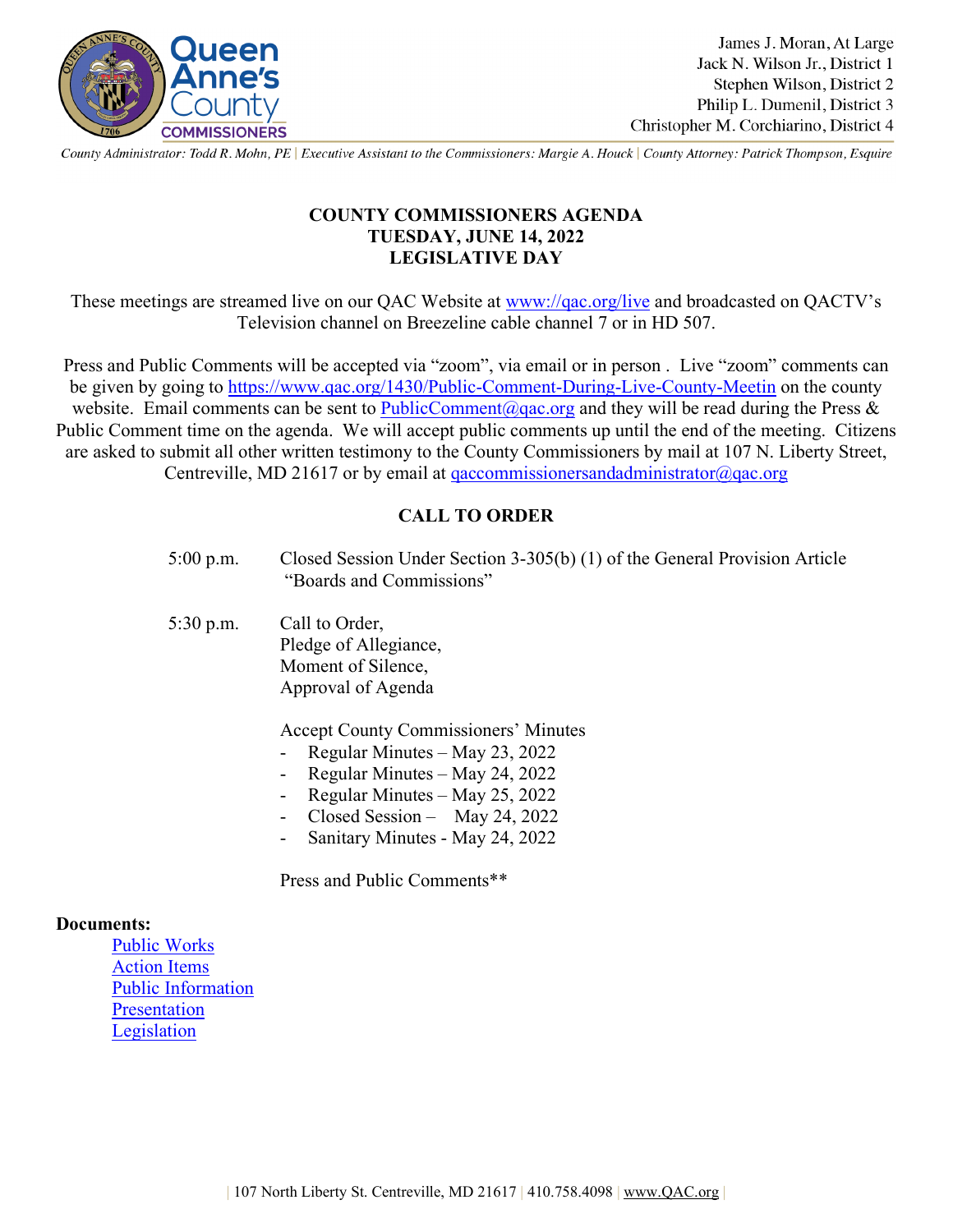Queen Anne's County COMMISSIONERS

James J. Moran, At Large
Jack N. Wilson Jr., District 1
Stephen Wilson, District 2
Philip L. Dumenil, District 3
Christopher M. Corchiarino, District 4

*County Administrator: Todd R. Mohn, PE | Executive Assistant to the Commissioners: Margie A. Houck | County Attorney: Patrick Thompson, Esquire*

# COUNTY COMMISSIONERS AGENDA
## TUESDAY, JUNE 14, 2022
## LEGISLATIVE DAY

These meetings are streamed live on our QAC Website at www://qac.org/live and broadcasted on QACTV's Television channel on Breezeline cable channel 7 or in HD 507.

Press and Public Comments will be accepted via "zoom", via email or in person . Live "zoom" comments can be given by going to https://www.qac.org/1430/Public-Comment-During-Live-County-Meetin on the county website. Email comments can be sent to PublicComment@qac.org and they will be read during the Press & Public Comment time on the agenda. We will accept public comments up until the end of the meeting. Citizens are asked to submit all other written testimony to the County Commissioners by mail at 107 N. Liberty Street, Centreville, MD 21617 or by email at qaccommissionersandadministrator@qac.org

## CALL TO ORDER

5:00 p.m. Closed Session Under Section 3-305(b) (1) of the General Provision Article "Boards and Commissions"

5:30 p.m. Call to Order,
Pledge of Allegiance,
Moment of Silence,
Approval of Agenda

Accept County Commissioners' Minutes

- Regular Minutes – May 23, 2022
- Regular Minutes – May 24, 2022
- Regular Minutes – May 25, 2022
- Closed Session – May 24, 2022
- Sanitary Minutes - May 24, 2022

Press and Public Comments**

**Documents:**

- Public Works
- Action Items
- Public Information
- Presentation
- Legislation

| 107 North Liberty St. Centreville, MD 21617 | 410.758.4098 | www.QAC.org |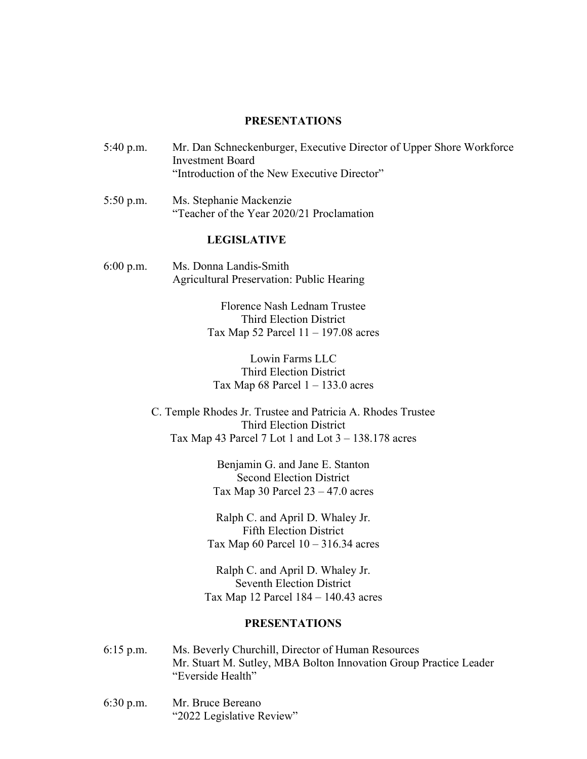## PRESENTATIONS

5:40 p.m. Mr. Dan Schneckenburger, Executive Director of Upper Shore Workforce Investment Board
"Introduction of the New Executive Director"

5:50 p.m. Ms. Stephanie Mackenzie
"Teacher of the Year 2020/21 Proclamation

## LEGISLATIVE

6:00 p.m. Ms. Donna Landis-Smith
Agricultural Preservation: Public Hearing

Florence Nash Lednam Trustee
Third Election District
Tax Map 52 Parcel 11 – 197.08 acres

Lowin Farms LLC
Third Election District
Tax Map 68 Parcel 1 – 133.0 acres

C. Temple Rhodes Jr. Trustee and Patricia A. Rhodes Trustee
Third Election District
Tax Map 43 Parcel 7 Lot 1 and Lot 3 – 138.178 acres

Benjamin G. and Jane E. Stanton
Second Election District
Tax Map 30 Parcel 23 – 47.0 acres

Ralph C. and April D. Whaley Jr.
Fifth Election District
Tax Map 60 Parcel 10 – 316.34 acres

Ralph C. and April D. Whaley Jr.
Seventh Election District
Tax Map 12 Parcel 184 – 140.43 acres

## PRESENTATIONS

6:15 p.m. Ms. Beverly Churchill, Director of Human Resources
Mr. Stuart M. Sutley, MBA Bolton Innovation Group Practice Leader
"Everside Health"

6:30 p.m. Mr. Bruce Bereano
"2022 Legislative Review"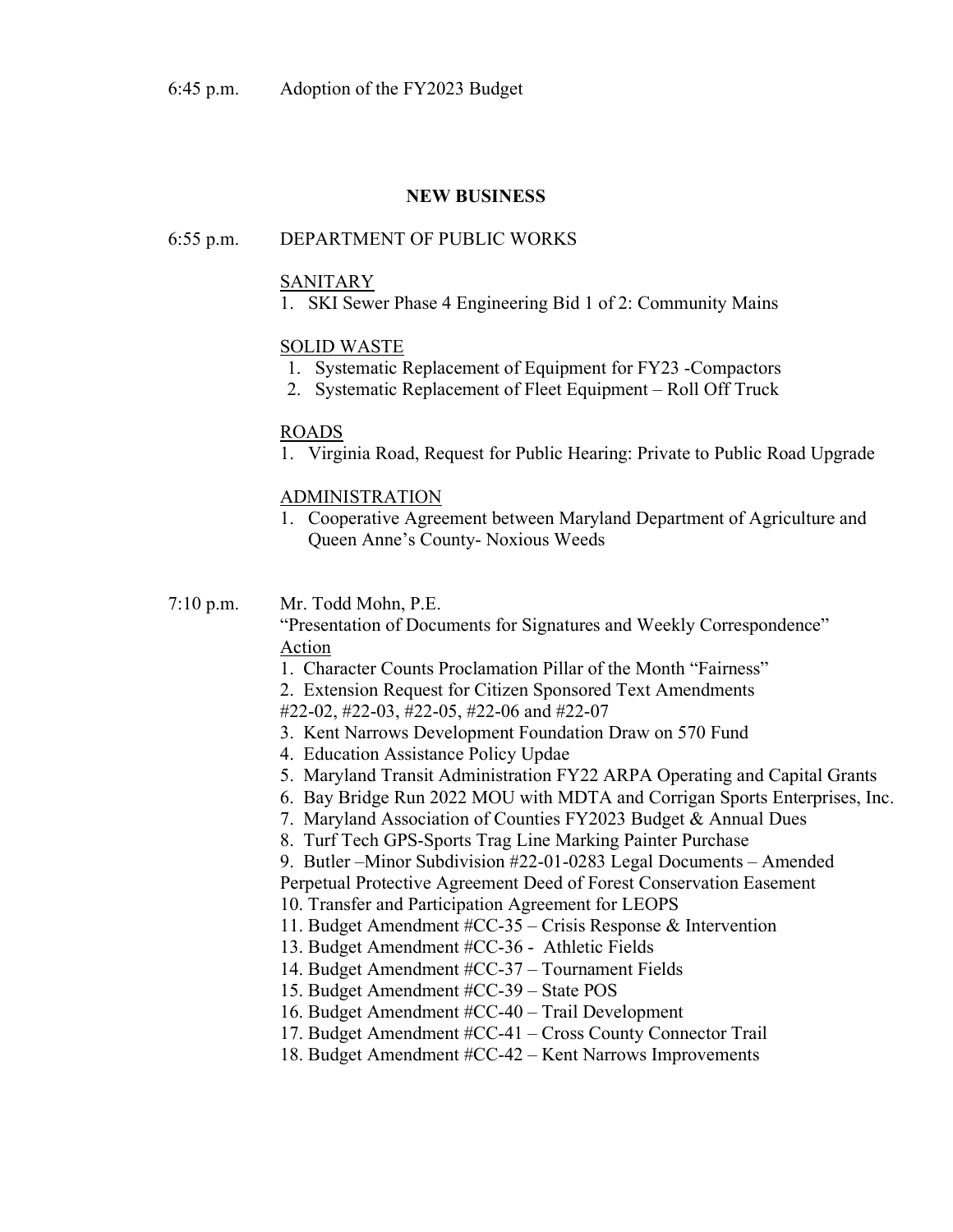6:45 p.m. Adoption of the FY2023 Budget

**NEW BUSINESS**

6:55 p.m. DEPARTMENT OF PUBLIC WORKS

SANITARY

1. SKI Sewer Phase 4 Engineering Bid 1 of 2: Community Mains

SOLID WASTE

1. Systematic Replacement of Equipment for FY23 -Compactors
2. Systematic Replacement of Fleet Equipment – Roll Off Truck

ROADS

1. Virginia Road, Request for Public Hearing: Private to Public Road Upgrade

ADMINISTRATION

1. Cooperative Agreement between Maryland Department of Agriculture and Queen Anne's County- Noxious Weeds

7:10 p.m. Mr. Todd Mohn, P.E.

"Presentation of Documents for Signatures and Weekly Correspondence"

Action

1. Character Counts Proclamation Pillar of the Month "Fairness"
2. Extension Request for Citizen Sponsored Text Amendments #22-02, #22-03, #22-05, #22-06 and #22-07
3. Kent Narrows Development Foundation Draw on 570 Fund
4. Education Assistance Policy Updae
5. Maryland Transit Administration FY22 ARPA Operating and Capital Grants
6. Bay Bridge Run 2022 MOU with MDTA and Corrigan Sports Enterprises, Inc.
7. Maryland Association of Counties FY2023 Budget & Annual Dues
8. Turf Tech GPS-Sports Trag Line Marking Painter Purchase
9. Butler –Minor Subdivision #22-01-0283 Legal Documents – Amended Perpetual Protective Agreement Deed of Forest Conservation Easement
10. Transfer and Participation Agreement for LEOPS
11. Budget Amendment #CC-35 – Crisis Response & Intervention
13. Budget Amendment #CC-36 - Athletic Fields
14. Budget Amendment #CC-37 – Tournament Fields
15. Budget Amendment #CC-39 – State POS
16. Budget Amendment #CC-40 – Trail Development
17. Budget Amendment #CC-41 – Cross County Connector Trail
18. Budget Amendment #CC-42 – Kent Narrows Improvements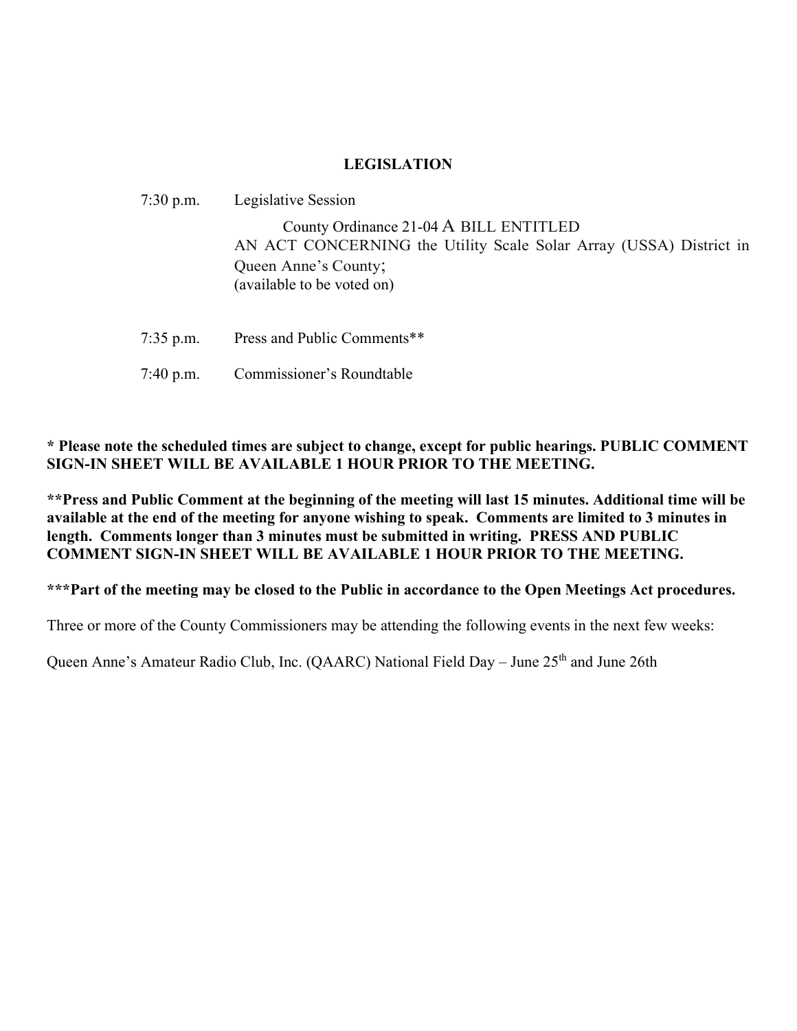## LEGISLATION

7:30 p.m. Legislative Session

County Ordinance 21-04 A BILL ENTITLED
AN ACT CONCERNING the Utility Scale Solar Array (USSA) District in Queen Anne's County;
(available to be voted on)

7:35 p.m. Press and Public Comments**

7:40 p.m. Commissioner's Roundtable

**\* Please note the scheduled times are subject to change, except for public hearings. PUBLIC COMMENT SIGN-IN SHEET WILL BE AVAILABLE 1 HOUR PRIOR TO THE MEETING.**

**\*\*Press and Public Comment at the beginning of the meeting will last 15 minutes. Additional time will be available at the end of the meeting for anyone wishing to speak. Comments are limited to 3 minutes in length. Comments longer than 3 minutes must be submitted in writing. PRESS AND PUBLIC COMMENT SIGN-IN SHEET WILL BE AVAILABLE 1 HOUR PRIOR TO THE MEETING.**

**\*\*\*Part of the meeting may be closed to the Public in accordance to the Open Meetings Act procedures.**

Three or more of the County Commissioners may be attending the following events in the next few weeks:

Queen Anne's Amateur Radio Club, Inc. (QAARC) National Field Day – June 25th and June 26th